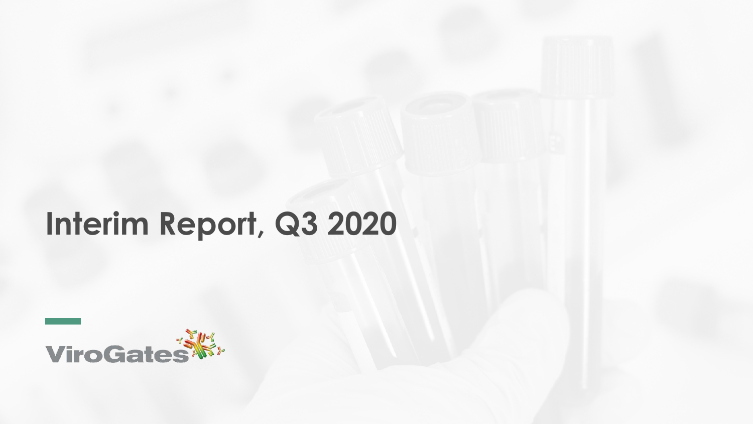# Interim Report, Q3 2020

ViroGates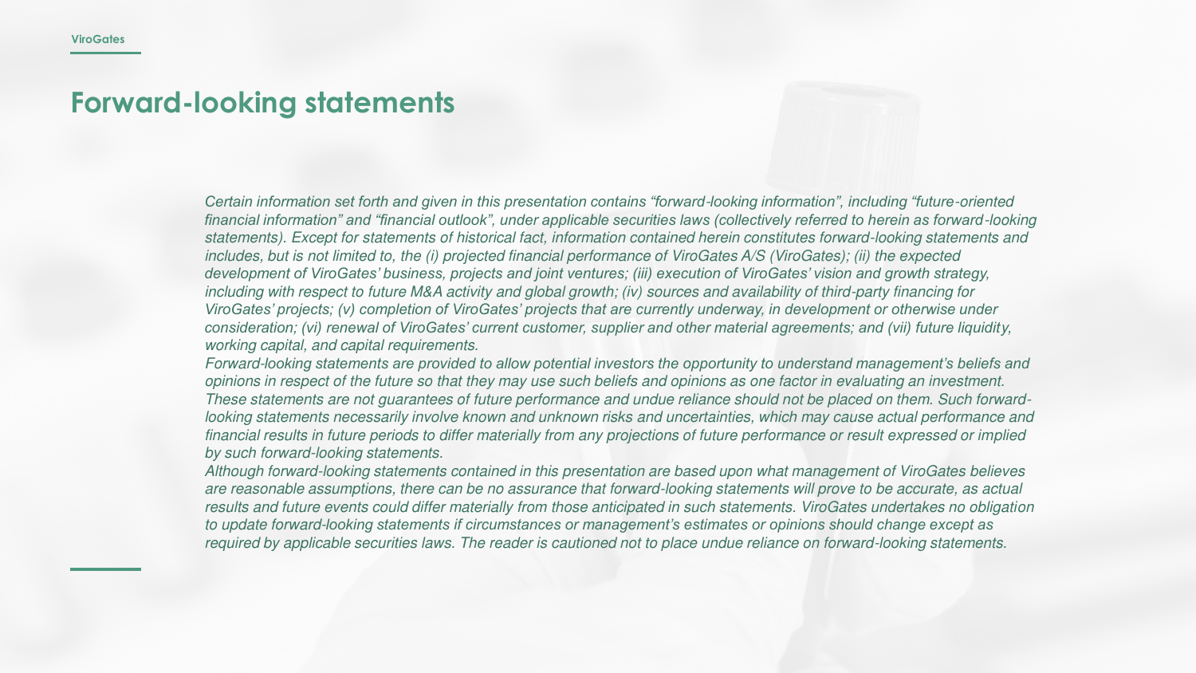# Forward-looking statements

*Certain information set forth and given in this presentation contains "forward-looking information", including "future-oriented financial information" and "financial outlook", under applicable securities laws (collectively referred to herein as forward-looking statements). Except for statements of historical fact, information contained herein constitutes forward-looking statements and includes, but is not limited to, the (i) projected financial performance of ViroGates A/S (ViroGates); (ii) the expected development of ViroGates' business, projects and joint ventures; (iii) execution of ViroGates' vision and growth strategy, including with respect to future M&A activity and global growth; (iv) sources and availability of third-party financing for ViroGates' projects; (v) completion of ViroGates' projects that are currently underway, in development or otherwise under consideration; (vi) renewal of ViroGates' current customer, supplier and other material agreements; and (vii) future liquidity, working capital, and capital requirements.*

*Forward-looking statements are provided to allow potential investors the opportunity to understand management's beliefs and opinions in respect of the future so that they may use such beliefs and opinions as one factor in evaluating an investment. These statements are not guarantees of future performance and undue reliance should not be placed on them. Such forward-looking statements necessarily involve known and unknown risks and uncertainties, which may cause actual performance and financial results in future periods to differ materially from any projections of future performance or result expressed or implied by such forward-looking statements.*

*Although forward-looking statements contained in this presentation are based upon what management of ViroGates believes are reasonable assumptions, there can be no assurance that forward-looking statements will prove to be accurate, as actual results and future events could differ materially from those anticipated in such statements. ViroGates undertakes no obligation to update forward-looking statements if circumstances or management's estimates or opinions should change except as required by applicable securities laws. The reader is cautioned not to place undue reliance on forward-looking statements.*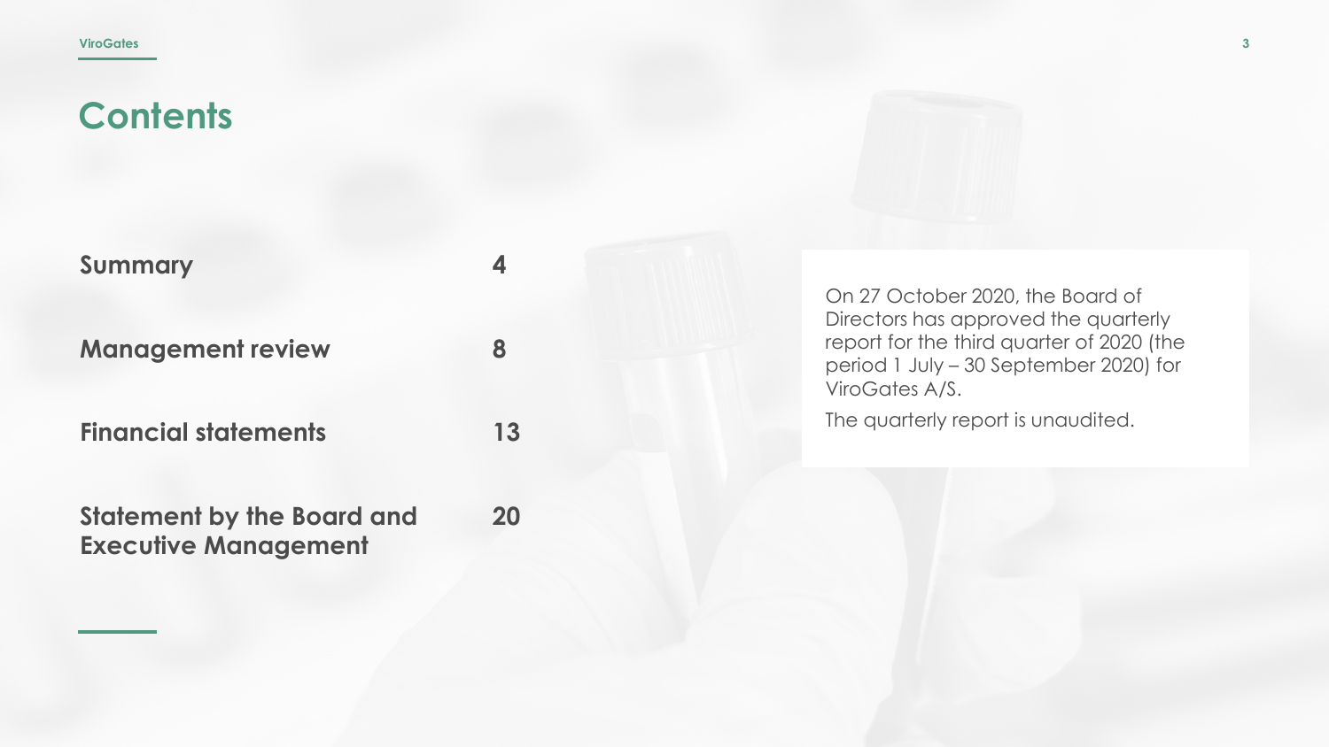# Contents

| | |
|---|---|
| **Summary** | **4** |
| **Management review** | **8** |
| **Financial statements** | **13** |
| **Statement by the Board and Executive Management** | **20** |

On 27 October 2020, the Board of Directors has approved the quarterly report for the third quarter of 2020 (the period 1 July – 30 September 2020) for ViroGates A/S.

The quarterly report is unaudited.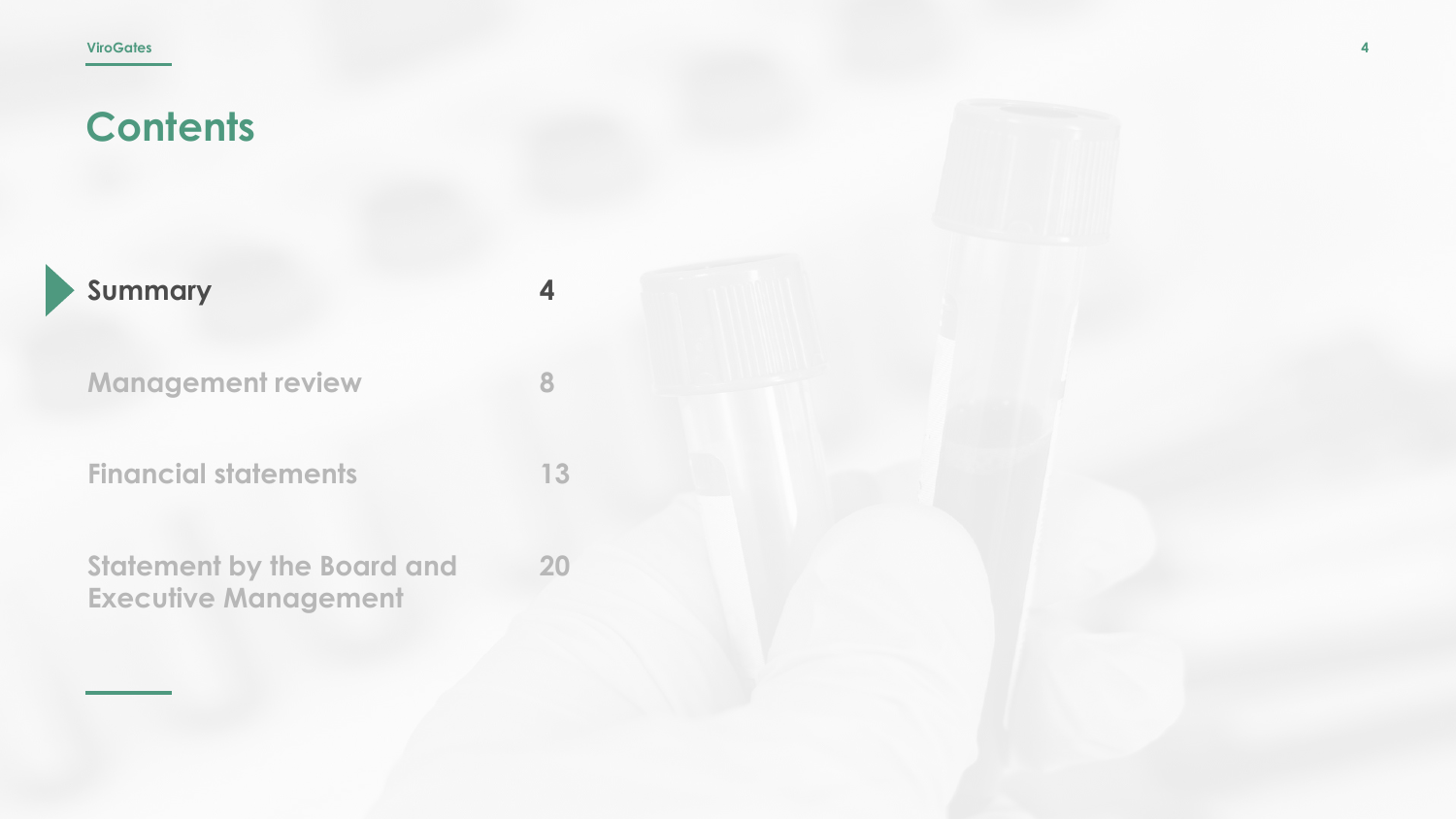# Contents

| | |
|---|---|
| **Summary** | **4** |
| Management review | 8 |
| Financial statements | 13 |
| Statement by the Board and Executive Management | 20 |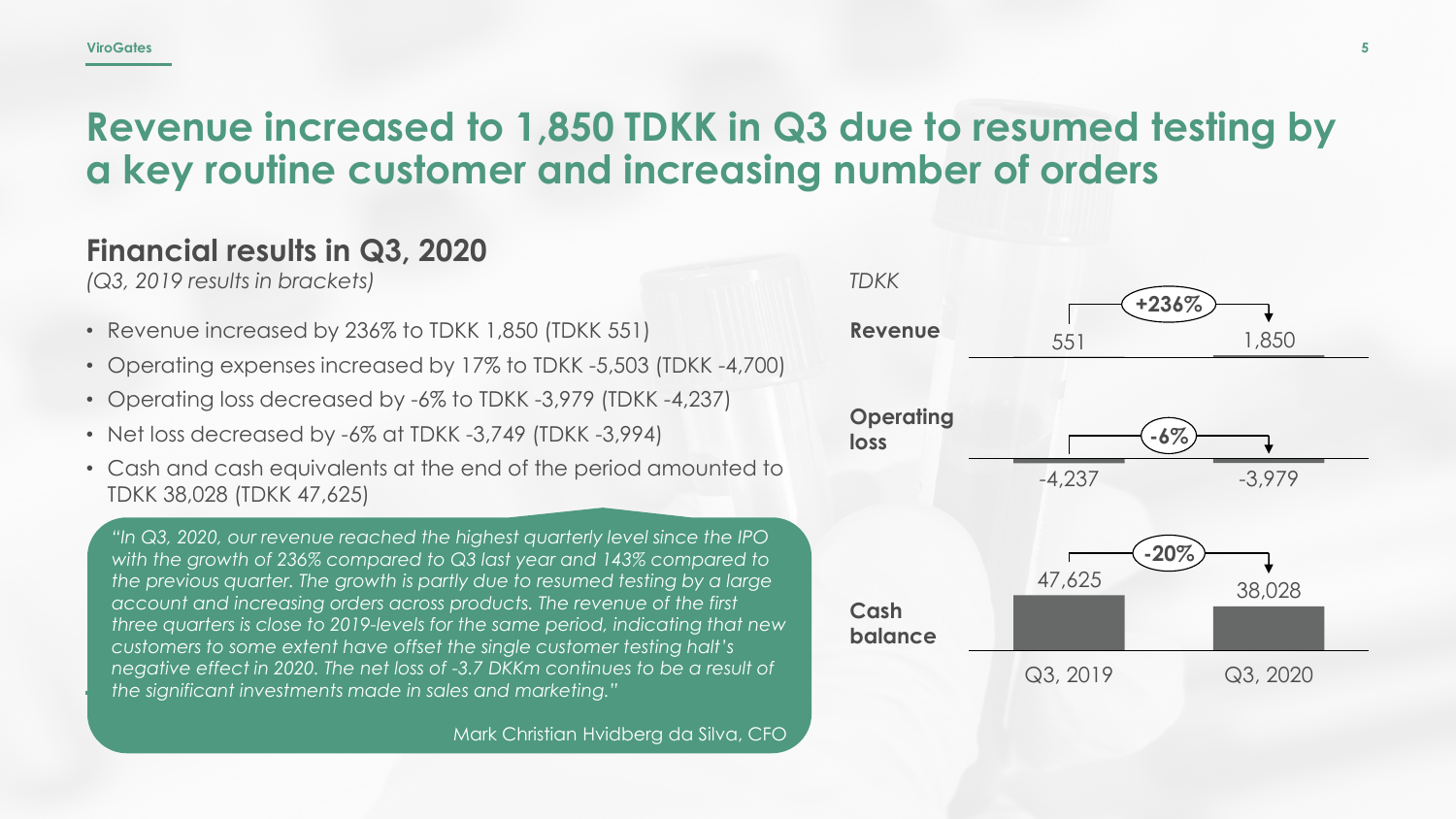# Revenue increased to 1,850 TDKK in Q3 due to resumed testing by a key routine customer and increasing number of orders

## Financial results in Q3, 2020

*(Q3, 2019 results in brackets)*

- Revenue increased by 236% to TDKK 1,850 (TDKK 551)
- Operating expenses increased by 17% to TDKK -5,503 (TDKK -4,700)
- Operating loss decreased by -6% to TDKK -3,979 (TDKK -4,237)
- Net loss decreased by -6% at TDKK -3,749 (TDKK -3,994)
- Cash and cash equivalents at the end of the period amounted to TDKK 38,028 (TDKK 47,625)

*"In Q3, 2020, our revenue reached the highest quarterly level since the IPO with the growth of 236% compared to Q3 last year and 143% compared to the previous quarter. The growth is partly due to resumed testing by a large account and increasing orders across products. The revenue of the first three quarters is close to 2019-levels for the same period, indicating that new customers to some extent have offset the single customer testing halt's negative effect in 2020. The net loss of -3.7 DKKm continues to be a result of the significant investments made in sales and marketing."*

Mark Christian Hvidberg da Silva, CFO

*TDKK*

**Revenue**
551
1,850
+236%

**Operating loss**
-4,237
-3,979
-6%

**Cash balance**
47,625
38,028
-20%

Q3, 2019
Q3, 2020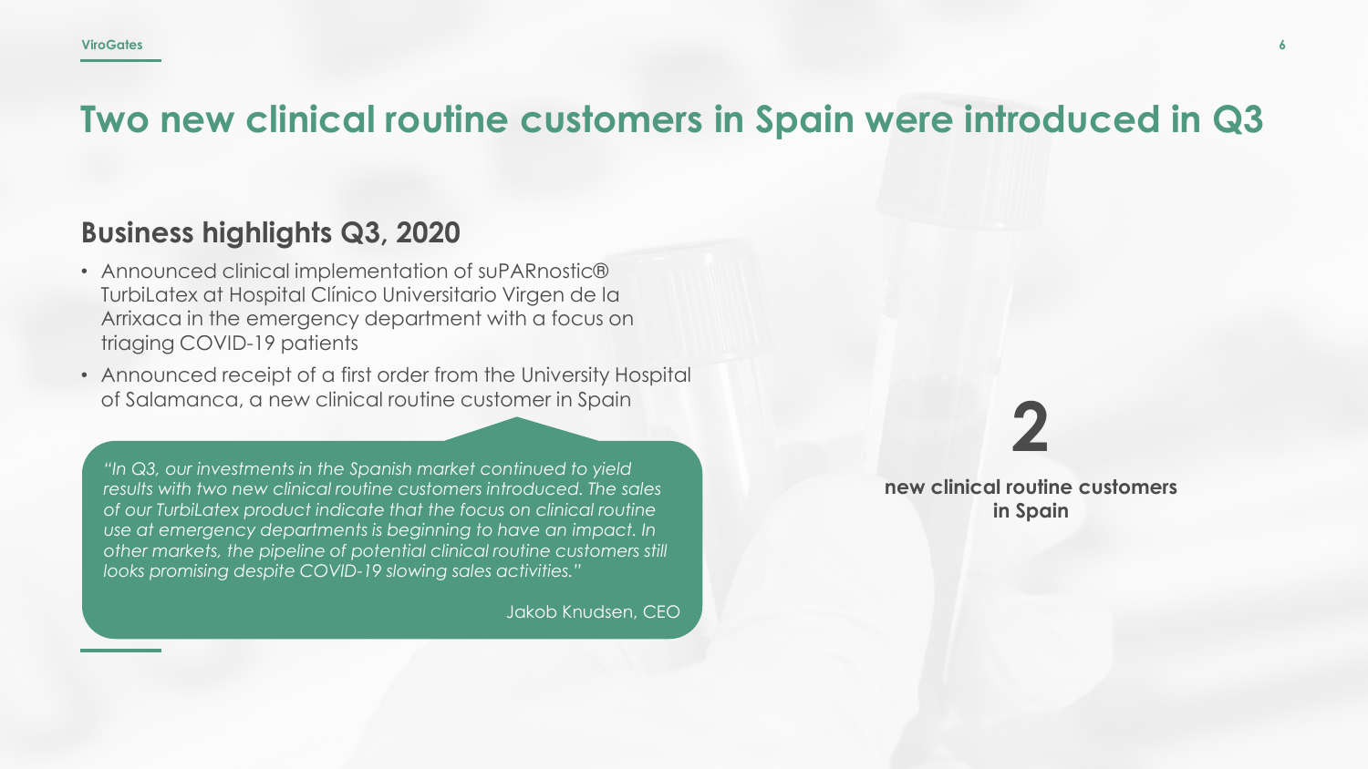# Two new clinical routine customers in Spain were introduced in Q3

## Business highlights Q3, 2020

- Announced clinical implementation of suPARnostic® TurbiLatex at Hospital Clínico Universitario Virgen de la Arrixaca in the emergency department with a focus on triaging COVID-19 patients
- Announced receipt of a first order from the University Hospital of Salamanca, a new clinical routine customer in Spain

*"In Q3, our investments in the Spanish market continued to yield results with two new clinical routine customers introduced. The sales of our TurbiLatex product indicate that the focus on clinical routine use at emergency departments is beginning to have an impact. In other markets, the pipeline of potential clinical routine customers still looks promising despite COVID-19 slowing sales activities."*

Jakob Knudsen, CEO

**2**

**new clinical routine customers in Spain**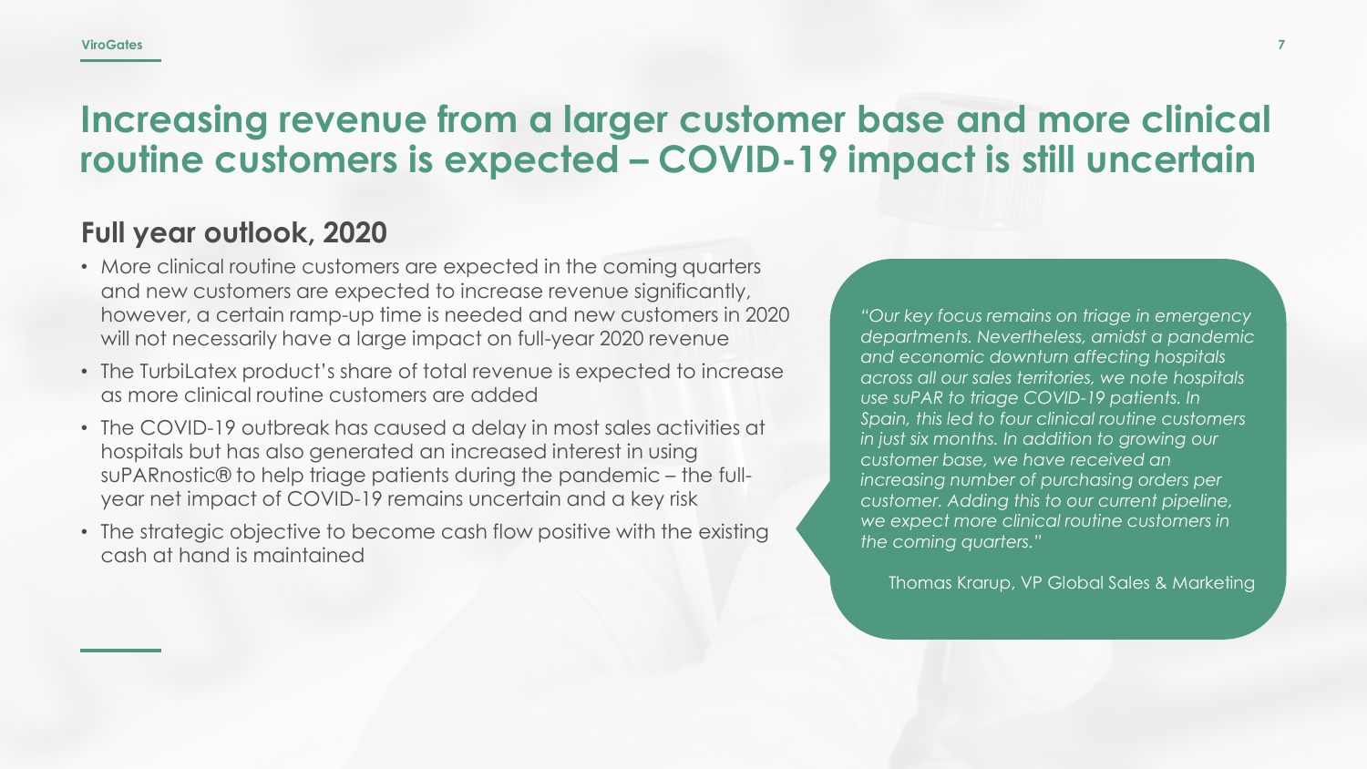# Increasing revenue from a larger customer base and more clinical routine customers is expected – COVID-19 impact is still uncertain

## Full year outlook, 2020

- More clinical routine customers are expected in the coming quarters and new customers are expected to increase revenue significantly, however, a certain ramp-up time is needed and new customers in 2020 will not necessarily have a large impact on full-year 2020 revenue
- The TurbiLatex product's share of total revenue is expected to increase as more clinical routine customers are added
- The COVID-19 outbreak has caused a delay in most sales activities at hospitals but has also generated an increased interest in using suPARnostic® to help triage patients during the pandemic – the full-year net impact of COVID-19 remains uncertain and a key risk
- The strategic objective to become cash flow positive with the existing cash at hand is maintained

*"Our key focus remains on triage in emergency departments. Nevertheless, amidst a pandemic and economic downturn affecting hospitals across all our sales territories, we note hospitals use suPAR to triage COVID-19 patients. In Spain, this led to four clinical routine customers in just six months. In addition to growing our customer base, we have received an increasing number of purchasing orders per customer. Adding this to our current pipeline, we expect more clinical routine customers in the coming quarters."*

Thomas Krarup, VP Global Sales & Marketing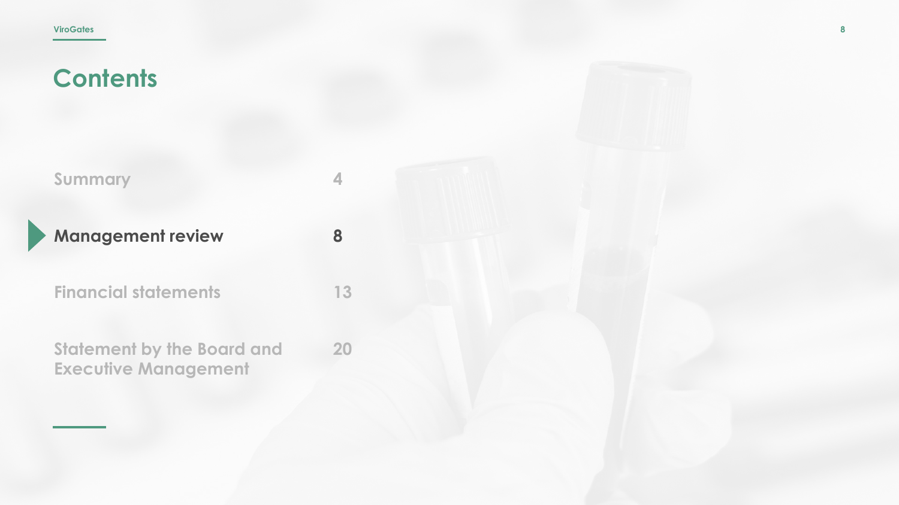# Contents

| | |
|---|---|
| Summary | 4 |
| **Management review** | **8** |
| Financial statements | 13 |
| Statement by the Board and Executive Management | 20 |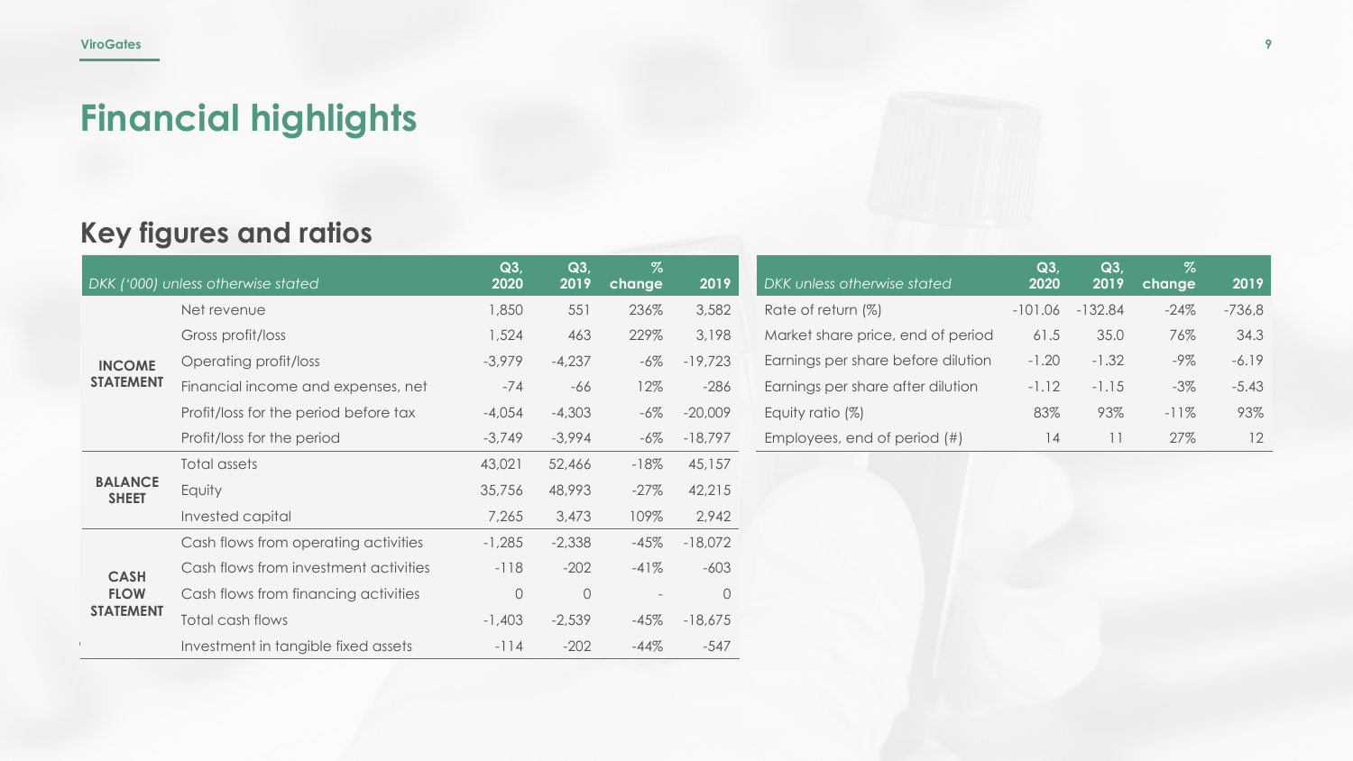# Financial highlights

## Key figures and ratios

| DKK ('000) unless otherwise stated | | Q3, 2020 | Q3, 2019 | % change | 2019 |
|---|---|---|---|---|---|
| **INCOME STATEMENT** | Net revenue | 1,850 | 551 | 236% | 3,582 |
| | Gross profit/loss | 1,524 | 463 | 229% | 3,198 |
| | Operating profit/loss | -3,979 | -4,237 | -6% | -19,723 |
| | Financial income and expenses, net | -74 | -66 | 12% | -286 |
| | Profit/loss for the period before tax | -4,054 | -4,303 | -6% | -20,009 |
| | Profit/loss for the period | -3,749 | -3,994 | -6% | -18,797 |
| **BALANCE SHEET** | Total assets | 43,021 | 52,466 | -18% | 45,157 |
| | Equity | 35,756 | 48,993 | -27% | 42,215 |
| | Invested capital | 7,265 | 3,473 | 109% | 2,942 |
| **CASH FLOW STATEMENT** | Cash flows from operating activities | -1,285 | -2,338 | -45% | -18,072 |
| | Cash flows from investment activities | -118 | -202 | -41% | -603 |
| | Cash flows from financing activities | 0 | 0 | - | 0 |
| | Total cash flows | -1,403 | -2,539 | -45% | -18,675 |
| | Investment in tangible fixed assets | -114 | -202 | -44% | -547 |

| DKK unless otherwise stated | Q3, 2020 | Q3, 2019 | % change | 2019 |
|---|---|---|---|---|
| Rate of return (%) | -101.06 | -132.84 | -24% | -736,8 |
| Market share price, end of period | 61.5 | 35.0 | 76% | 34.3 |
| Earnings per share before dilution | -1.20 | -1.32 | -9% | -6.19 |
| Earnings per share after dilution | -1.12 | -1.15 | -3% | -5.43 |
| Equity ratio (%) | 83% | 93% | -11% | 93% |
| Employees, end of period (#) | 14 | 11 | 27% | 12 |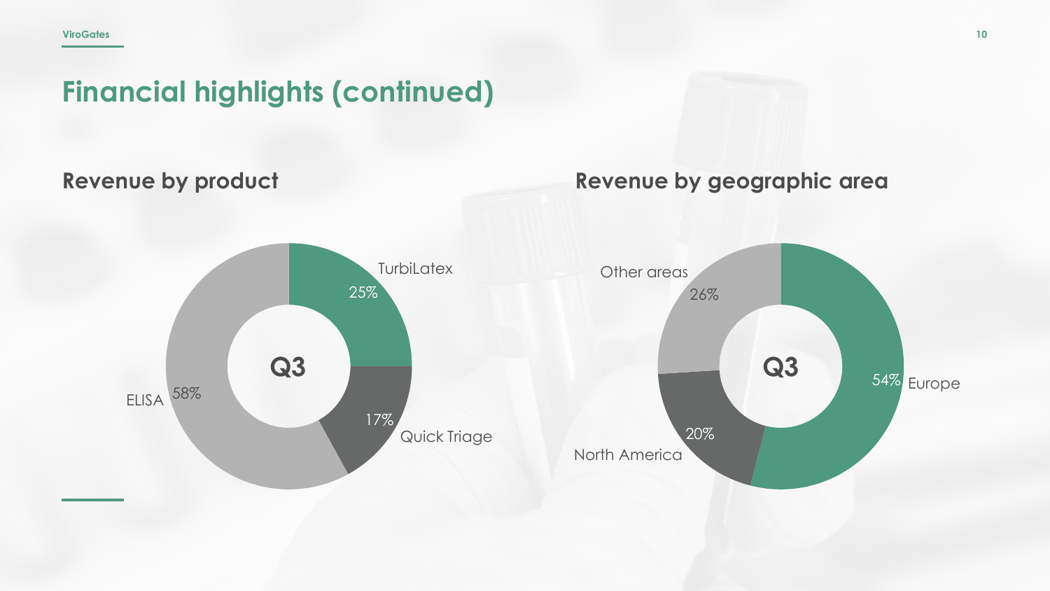# Financial highlights (continued)

## Revenue by product

Q3

TurbiLatex 25%

Quick Triage 17%

ELISA 58%

## Revenue by geographic area

Q3

Other areas 26%

Europe 54%

North America 20%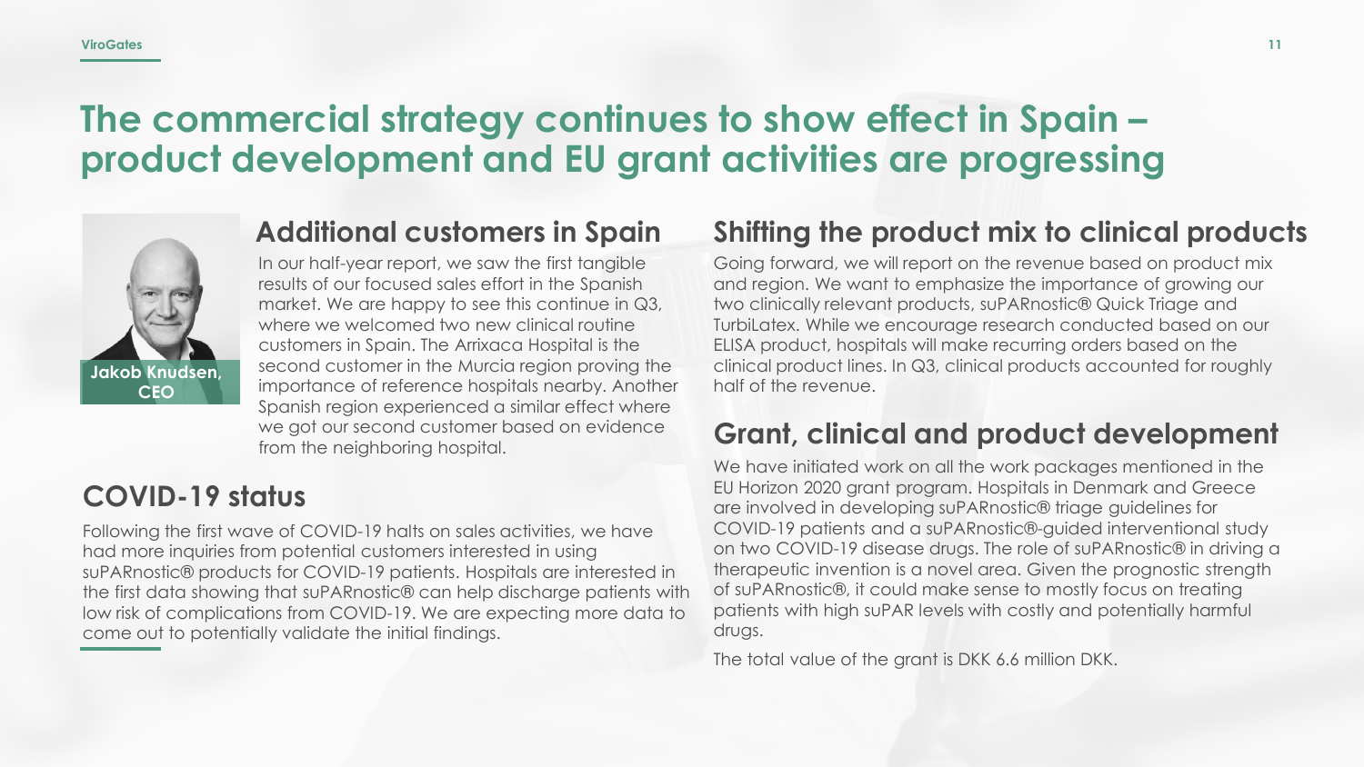# The commercial strategy continues to show effect in Spain – product development and EU grant activities are progressing

**Jakob Knudsen, CEO**

## Additional customers in Spain

In our half-year report, we saw the first tangible results of our focused sales effort in the Spanish market. We are happy to see this continue in Q3, where we welcomed two new clinical routine customers in Spain. The Arrixaca Hospital is the second customer in the Murcia region proving the importance of reference hospitals nearby. Another Spanish region experienced a similar effect where we got our second customer based on evidence from the neighboring hospital.

## COVID-19 status

Following the first wave of COVID-19 halts on sales activities, we have had more inquiries from potential customers interested in using suPARnostic® products for COVID-19 patients. Hospitals are interested in the first data showing that suPARnostic® can help discharge patients with low risk of complications from COVID-19. We are expecting more data to come out to potentially validate the initial findings.

## Shifting the product mix to clinical products

Going forward, we will report on the revenue based on product mix and region. We want to emphasize the importance of growing our two clinically relevant products, suPARnostic® Quick Triage and TurbiLatex. While we encourage research conducted based on our ELISA product, hospitals will make recurring orders based on the clinical product lines. In Q3, clinical products accounted for roughly half of the revenue.

## Grant, clinical and product development

We have initiated work on all the work packages mentioned in the EU Horizon 2020 grant program. Hospitals in Denmark and Greece are involved in developing suPARnostic® triage guidelines for COVID-19 patients and a suPARnostic®-guided interventional study on two COVID-19 disease drugs. The role of suPARnostic® in driving a therapeutic invention is a novel area. Given the prognostic strength of suPARnostic®, it could make sense to mostly focus on treating patients with high suPAR levels with costly and potentially harmful drugs.

The total value of the grant is DKK 6.6 million DKK.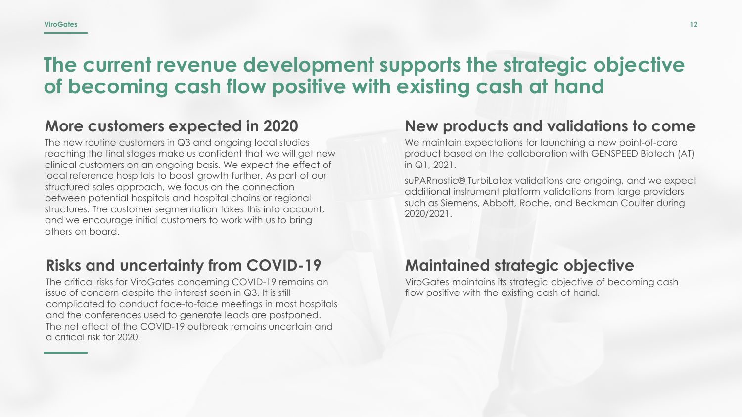# The current revenue development supports the strategic objective of becoming cash flow positive with existing cash at hand

## More customers expected in 2020

The new routine customers in Q3 and ongoing local studies reaching the final stages make us confident that we will get new clinical customers on an ongoing basis. We expect the effect of local reference hospitals to boost growth further. As part of our structured sales approach, we focus on the connection between potential hospitals and hospital chains or regional structures. The customer segmentation takes this into account, and we encourage initial customers to work with us to bring others on board.

## Risks and uncertainty from COVID-19

The critical risks for ViroGates concerning COVID-19 remains an issue of concern despite the interest seen in Q3. It is still complicated to conduct face-to-face meetings in most hospitals and the conferences used to generate leads are postponed. The net effect of the COVID-19 outbreak remains uncertain and a critical risk for 2020.

## New products and validations to come

We maintain expectations for launching a new point-of-care product based on the collaboration with GENSPEED Biotech (AT) in Q1, 2021.

suPARnostic® TurbiLatex validations are ongoing, and we expect additional instrument platform validations from large providers such as Siemens, Abbott, Roche, and Beckman Coulter during 2020/2021.

## Maintained strategic objective

ViroGates maintains its strategic objective of becoming cash flow positive with the existing cash at hand.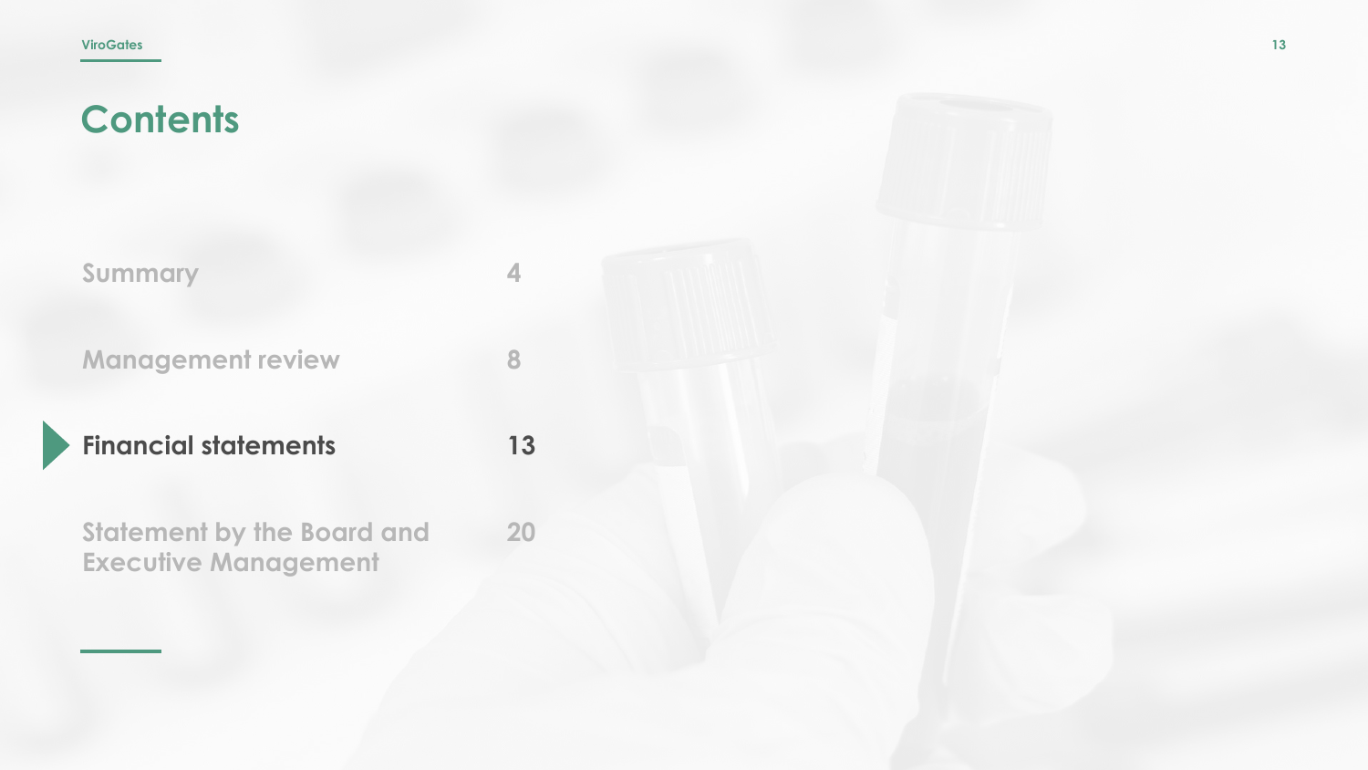# Contents

| | |
|---|---|
| Summary | 4 |
| Management review | 8 |
| **Financial statements** | **13** |
| Statement by the Board and Executive Management | 20 |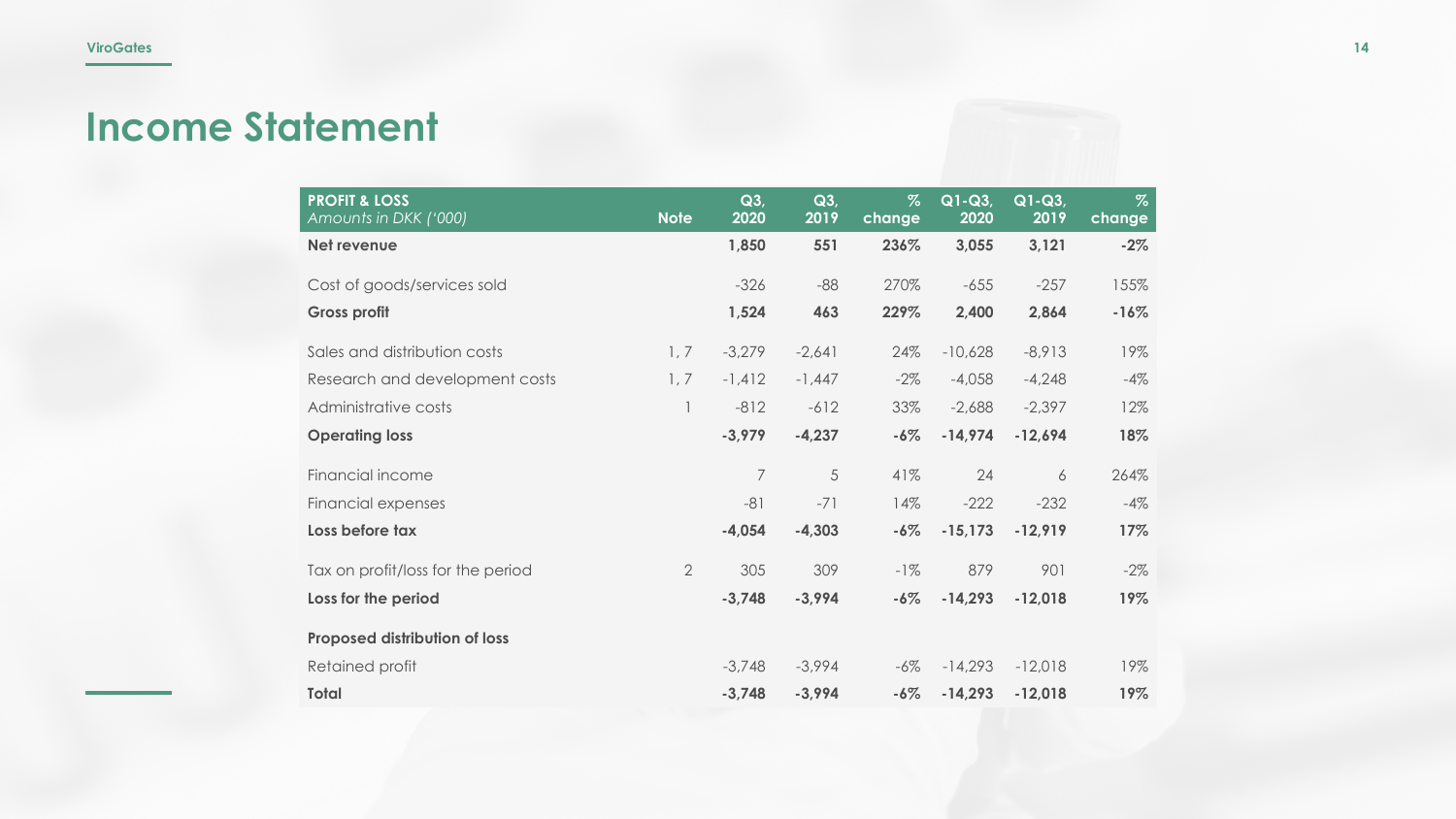# Income Statement

| **PROFIT & LOSS** *Amounts in DKK ('000)* | **Note** | **Q3, 2020** | **Q3, 2019** | **% change** | **Q1-Q3, 2020** | **Q1-Q3, 2019** | **% change** |
|---|---|---|---|---|---|---|---|
| **Net revenue** | | **1,850** | **551** | **236%** | **3,055** | **3,121** | **-2%** |
| Cost of goods/services sold | | -326 | -88 | 270% | -655 | -257 | 155% |
| **Gross profit** | | **1,524** | **463** | **229%** | **2,400** | **2,864** | **-16%** |
| Sales and distribution costs | 1, 7 | -3,279 | -2,641 | 24% | -10,628 | -8,913 | 19% |
| Research and development costs | 1, 7 | -1,412 | -1,447 | -2% | -4,058 | -4,248 | -4% |
| Administrative costs | 1 | -812 | -612 | 33% | -2,688 | -2,397 | 12% |
| **Operating loss** | | **-3,979** | **-4,237** | **-6%** | **-14,974** | **-12,694** | **18%** |
| Financial income | | 7 | 5 | 41% | 24 | 6 | 264% |
| Financial expenses | | -81 | -71 | 14% | -222 | -232 | -4% |
| **Loss before tax** | | **-4,054** | **-4,303** | **-6%** | **-15,173** | **-12,919** | **17%** |
| Tax on profit/loss for the period | 2 | 305 | 309 | -1% | 879 | 901 | -2% |
| **Loss for the period** | | **-3,748** | **-3,994** | **-6%** | **-14,293** | **-12,018** | **19%** |
| **Proposed distribution of loss** | | | | | | | |
| Retained profit | | -3,748 | -3,994 | -6% | -14,293 | -12,018 | 19% |
| **Total** | | **-3,748** | **-3,994** | **-6%** | **-14,293** | **-12,018** | **19%** |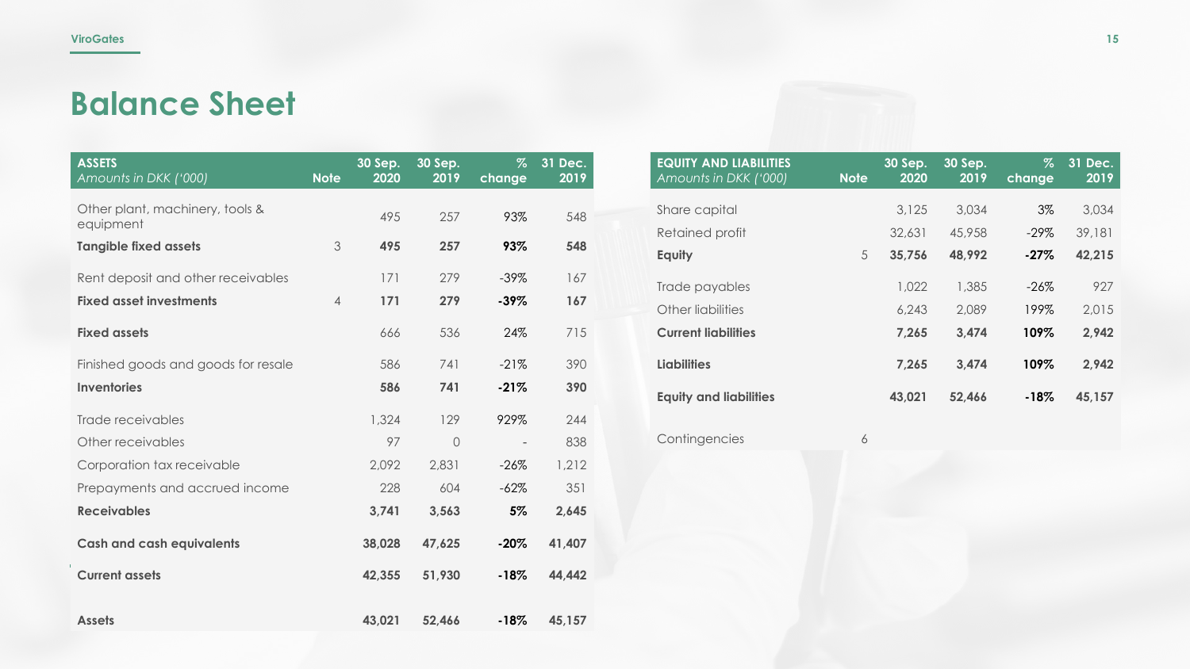# Balance Sheet

| ASSETS<br>*Amounts in DKK ('000)* | Note | 30 Sep. 2020 | 30 Sep. 2019 | % change | 31 Dec. 2019 |
|---|---|---|---|---|---|
| Other plant, machinery, tools & equipment | | 495 | 257 | 93% | 548 |
| **Tangible fixed assets** | 3 | **495** | **257** | **93%** | **548** |
| Rent deposit and other receivables | | 171 | 279 | -39% | 167 |
| **Fixed asset investments** | 4 | **171** | **279** | **-39%** | **167** |
| **Fixed assets** | | 666 | 536 | 24% | 715 |
| Finished goods and goods for resale | | 586 | 741 | -21% | 390 |
| **Inventories** | | **586** | **741** | **-21%** | **390** |
| Trade receivables | | 1,324 | 129 | 929% | 244 |
| Other receivables | | 97 | 0 | - | 838 |
| Corporation tax receivable | | 2,092 | 2,831 | -26% | 1,212 |
| Prepayments and accrued income | | 228 | 604 | -62% | 351 |
| **Receivables** | | **3,741** | **3,563** | **5%** | **2,645** |
| **Cash and cash equivalents** | | **38,028** | **47,625** | **-20%** | **41,407** |
| **Current assets** | | **42,355** | **51,930** | **-18%** | **44,442** |
| **Assets** | | **43,021** | **52,466** | **-18%** | **45,157** |

| EQUITY AND LIABILITIES<br>*Amounts in DKK ('000)* | Note | 30 Sep. 2020 | 30 Sep. 2019 | % change | 31 Dec. 2019 |
|---|---|---|---|---|---|
| Share capital | | 3,125 | 3,034 | 3% | 3,034 |
| Retained profit | | 32,631 | 45,958 | -29% | 39,181 |
| **Equity** | 5 | **35,756** | **48,992** | **-27%** | **42,215** |
| Trade payables | | 1,022 | 1,385 | -26% | 927 |
| Other liabilities | | 6,243 | 2,089 | 199% | 2,015 |
| **Current liabilities** | | **7,265** | **3,474** | **109%** | **2,942** |
| **Liabilities** | | **7,265** | **3,474** | **109%** | **2,942** |
| **Equity and liabilities** | | **43,021** | **52,466** | **-18%** | **45,157** |
| Contingencies | 6 | | | | |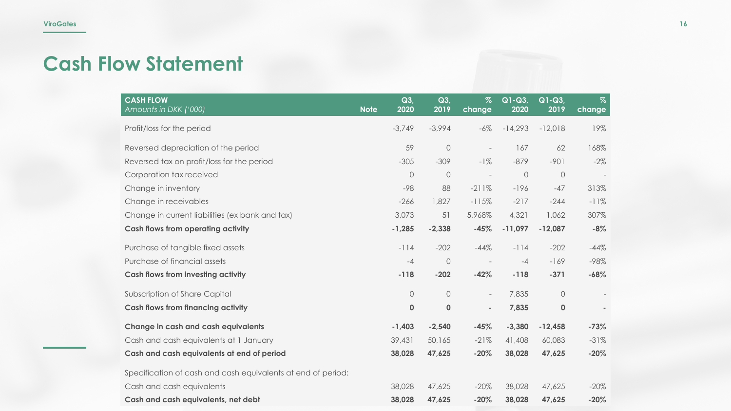# Cash Flow Statement

| CASH FLOW<br>*Amounts in DKK ('000)* | Note | Q3, 2020 | Q3, 2019 | % change | Q1-Q3, 2020 | Q1-Q3, 2019 | % change |
|---|---|---|---|---|---|---|---|
| Profit/loss for the period | | -3,749 | -3,994 | -6% | -14,293 | -12,018 | 19% |
| Reversed depreciation of the period | | 59 | 0 | - | 167 | 62 | 168% |
| Reversed tax on profit/loss for the period | | -305 | -309 | -1% | -879 | -901 | -2% |
| Corporation tax received | | 0 | 0 | - | 0 | 0 | - |
| Change in inventory | | -98 | 88 | -211% | -196 | -47 | 313% |
| Change in receivables | | -266 | 1,827 | -115% | -217 | -244 | -11% |
| Change in current liabilities (ex bank and tax) | | 3,073 | 51 | 5,968% | 4,321 | 1,062 | 307% |
| **Cash flows from operating activity** | | **-1,285** | **-2,338** | **-45%** | **-11,097** | **-12,087** | **-8%** |
| Purchase of tangible fixed assets | | -114 | -202 | -44% | -114 | -202 | -44% |
| Purchase of financial assets | | -4 | 0 | - | -4 | -169 | -98% |
| **Cash flows from investing activity** | | **-118** | **-202** | **-42%** | **-118** | **-371** | **-68%** |
| Subscription of Share Capital | | 0 | 0 | - | 7,835 | 0 | - |
| **Cash flows from financing activity** | | **0** | **0** | **-** | **7,835** | **0** | **-** |
| **Change in cash and cash equivalents** | | **-1,403** | **-2,540** | **-45%** | **-3,380** | **-12,458** | **-73%** |
| Cash and cash equivalents at 1 January | | 39,431 | 50,165 | -21% | 41,408 | 60,083 | -31% |
| **Cash and cash equivalents at end of period** | | **38,028** | **47,625** | **-20%** | **38,028** | **47,625** | **-20%** |
| Specification of cash and cash equivalents at end of period: | | | | | | | |
| Cash and cash equivalents | | 38,028 | 47,625 | -20% | 38,028 | 47,625 | -20% |
| **Cash and cash equivalents, net debt** | | **38,028** | **47,625** | **-20%** | **38,028** | **47,625** | **-20%** |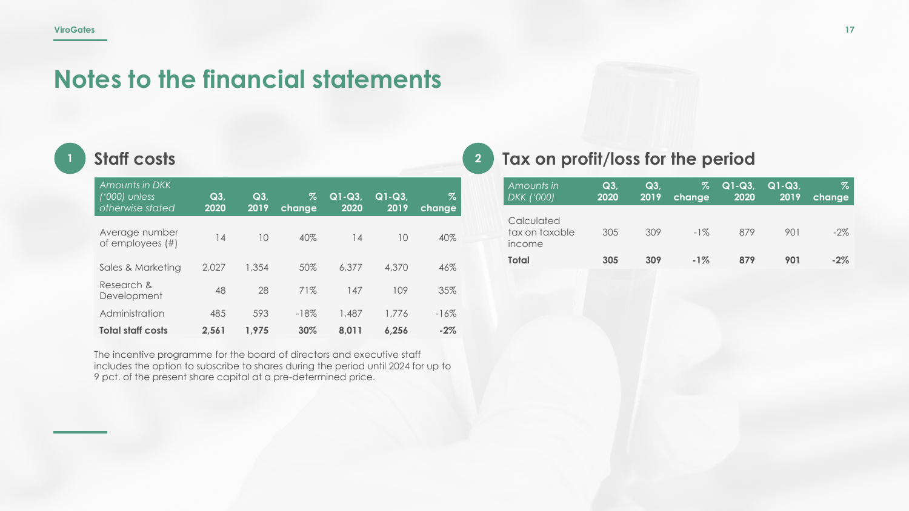# Notes to the financial statements

## 1 Staff costs

| *Amounts in DKK ('000) unless otherwise stated* | Q3, 2020 | Q3, 2019 | % change | Q1-Q3, 2020 | Q1-Q3, 2019 | % change |
|---|---|---|---|---|---|---|
| Average number of employees (#) | 14 | 10 | 40% | 14 | 10 | 40% |
| Sales & Marketing | 2,027 | 1,354 | 50% | 6,377 | 4,370 | 46% |
| Research & Development | 48 | 28 | 71% | 147 | 109 | 35% |
| Administration | 485 | 593 | -18% | 1,487 | 1,776 | -16% |
| **Total staff costs** | **2,561** | **1,975** | **30%** | **8,011** | **6,256** | **-2%** |

The incentive programme for the board of directors and executive staff includes the option to subscribe to shares during the period until 2024 for up to 9 pct. of the present share capital at a pre-determined price.

## 2 Tax on profit/loss for the period

| *Amounts in DKK ('000)* | Q3, 2020 | Q3, 2019 | % change | Q1-Q3, 2020 | Q1-Q3, 2019 | % change |
|---|---|---|---|---|---|---|
| Calculated tax on taxable income | 305 | 309 | -1% | 879 | 901 | -2% |
| **Total** | **305** | **309** | **-1%** | **879** | **901** | **-2%** |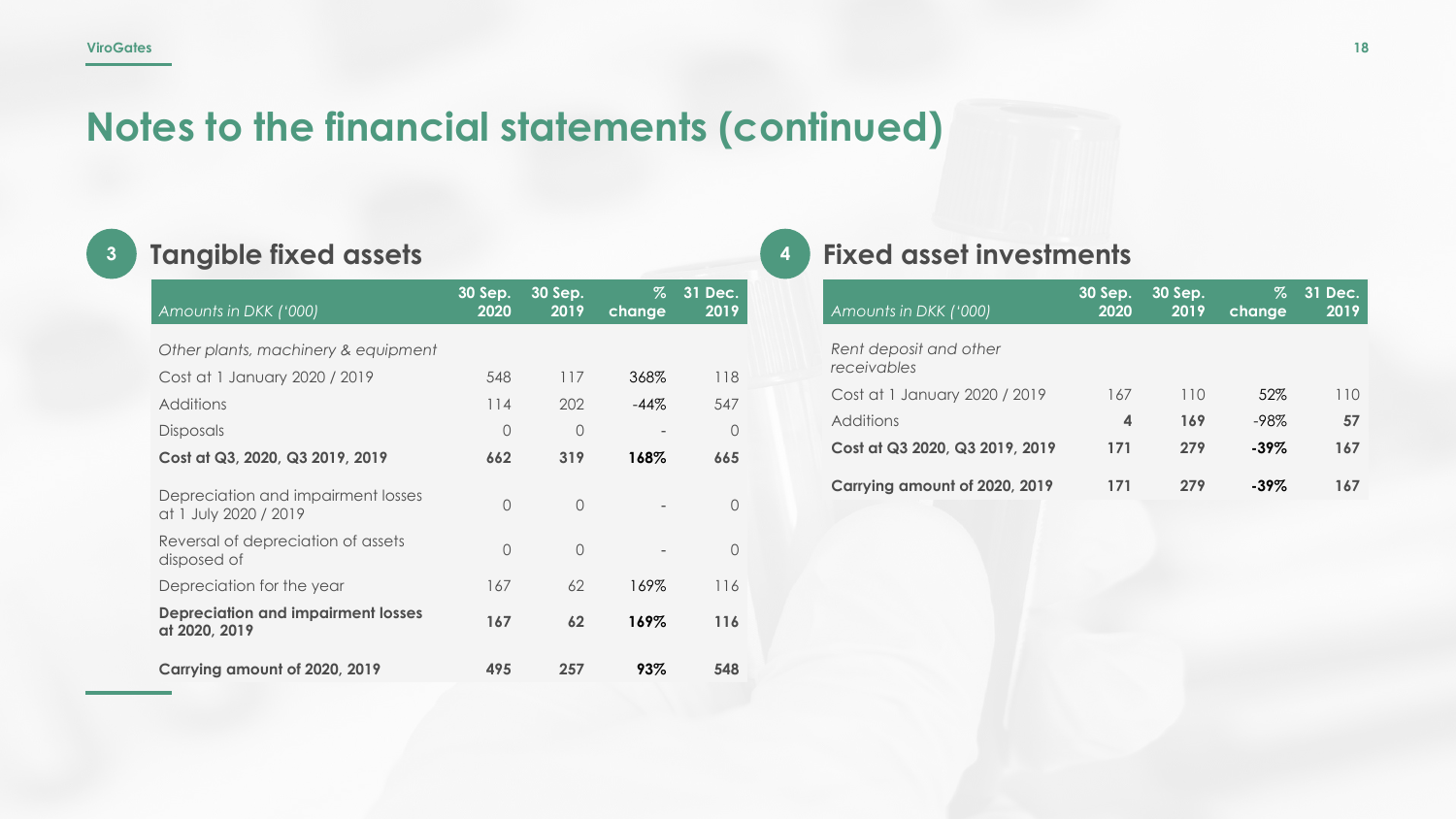# Notes to the financial statements (continued)

## 3 Tangible fixed assets

| *Amounts in DKK ('000)* | 30 Sep. 2020 | 30 Sep. 2019 | % change | 31 Dec. 2019 |
|---|---|---|---|---|
| *Other plants, machinery & equipment* | | | | |
| Cost at 1 January 2020 / 2019 | 548 | 117 | 368% | 118 |
| Additions | 114 | 202 | -44% | 547 |
| Disposals | 0 | 0 | - | 0 |
| **Cost at Q3, 2020, Q3 2019, 2019** | **662** | **319** | **168%** | **665** |
| Depreciation and impairment losses at 1 July 2020 / 2019 | 0 | 0 | - | 0 |
| Reversal of depreciation of assets disposed of | 0 | 0 | - | 0 |
| Depreciation for the year | 167 | 62 | 169% | 116 |
| **Depreciation and impairment losses at 2020, 2019** | **167** | **62** | **169%** | **116** |
| **Carrying amount of 2020, 2019** | **495** | **257** | **93%** | **548** |

## 4 Fixed asset investments

| *Amounts in DKK ('000)* | 30 Sep. 2020 | 30 Sep. 2019 | % change | 31 Dec. 2019 |
|---|---|---|---|---|
| *Rent deposit and other receivables* | | | | |
| Cost at 1 January 2020 / 2019 | 167 | 110 | 52% | 110 |
| Additions | **4** | **169** | -98% | **57** |
| **Cost at Q3 2020, Q3 2019, 2019** | **171** | **279** | **-39%** | **167** |
| **Carrying amount of 2020, 2019** | **171** | **279** | **-39%** | **167** |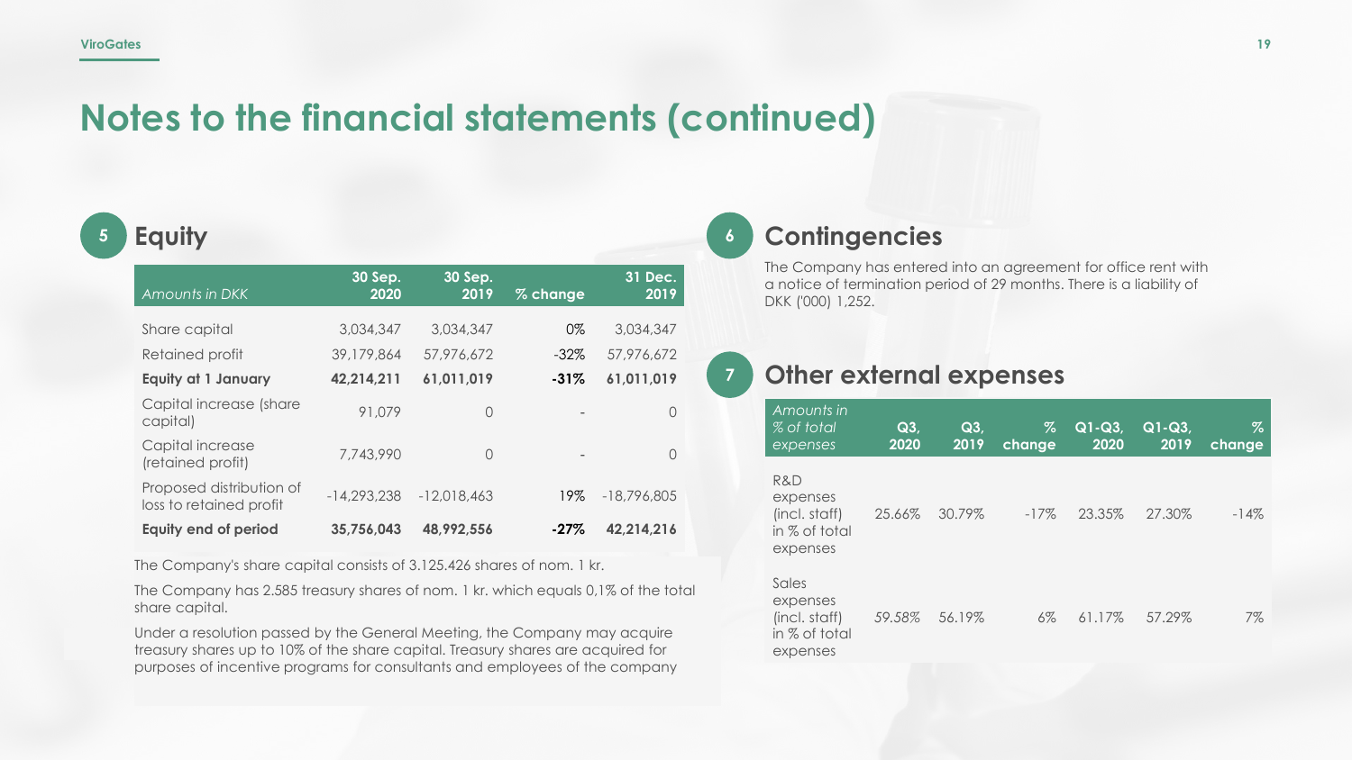# Notes to the financial statements (continued)

## 5 Equity

| Amounts in DKK | 30 Sep. 2020 | 30 Sep. 2019 | % change | 31 Dec. 2019 |
|---|---|---|---|---|
| Share capital | 3,034,347 | 3,034,347 | 0% | 3,034,347 |
| Retained profit | 39,179,864 | 57,976,672 | -32% | 57,976,672 |
| **Equity at 1 January** | **42,214,211** | **61,011,019** | **-31%** | **61,011,019** |
| Capital increase (share capital) | 91,079 | 0 | - | 0 |
| Capital increase (retained profit) | 7,743,990 | 0 | - | 0 |
| Proposed distribution of loss to retained profit | -14,293,238 | -12,018,463 | 19% | -18,796,805 |
| **Equity end of period** | **35,756,043** | **48,992,556** | **-27%** | **42,214,216** |

The Company's share capital consists of 3.125.426 shares of nom. 1 kr.

The Company has 2.585 treasury shares of nom. 1 kr. which equals 0,1% of the total share capital.

Under a resolution passed by the General Meeting, the Company may acquire treasury shares up to 10% of the share capital. Treasury shares are acquired for purposes of incentive programs for consultants and employees of the company

## 6 Contingencies

The Company has entered into an agreement for office rent with a notice of termination period of 29 months. There is a liability of DKK ('000) 1,252.

## 7 Other external expenses

| Amounts in % of total expenses | Q3, 2020 | Q3, 2019 | % change | Q1-Q3, 2020 | Q1-Q3, 2019 | % change |
|---|---|---|---|---|---|---|
| R&D expenses (incl. staff) in % of total expenses | 25.66% | 30.79% | -17% | 23.35% | 27.30% | -14% |
| Sales expenses (incl. staff) in % of total expenses | 59.58% | 56.19% | 6% | 61.17% | 57.29% | 7% |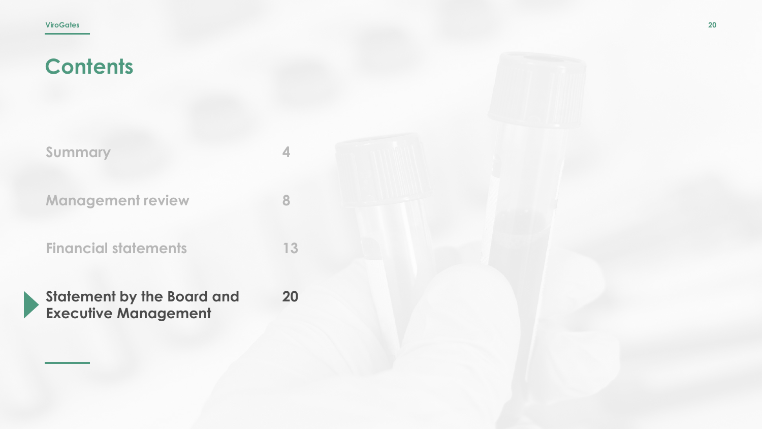# Contents

| | |
|---|---|
| Summary | 4 |
| Management review | 8 |
| Financial statements | 13 |
| **Statement by the Board and Executive Management** | **20** |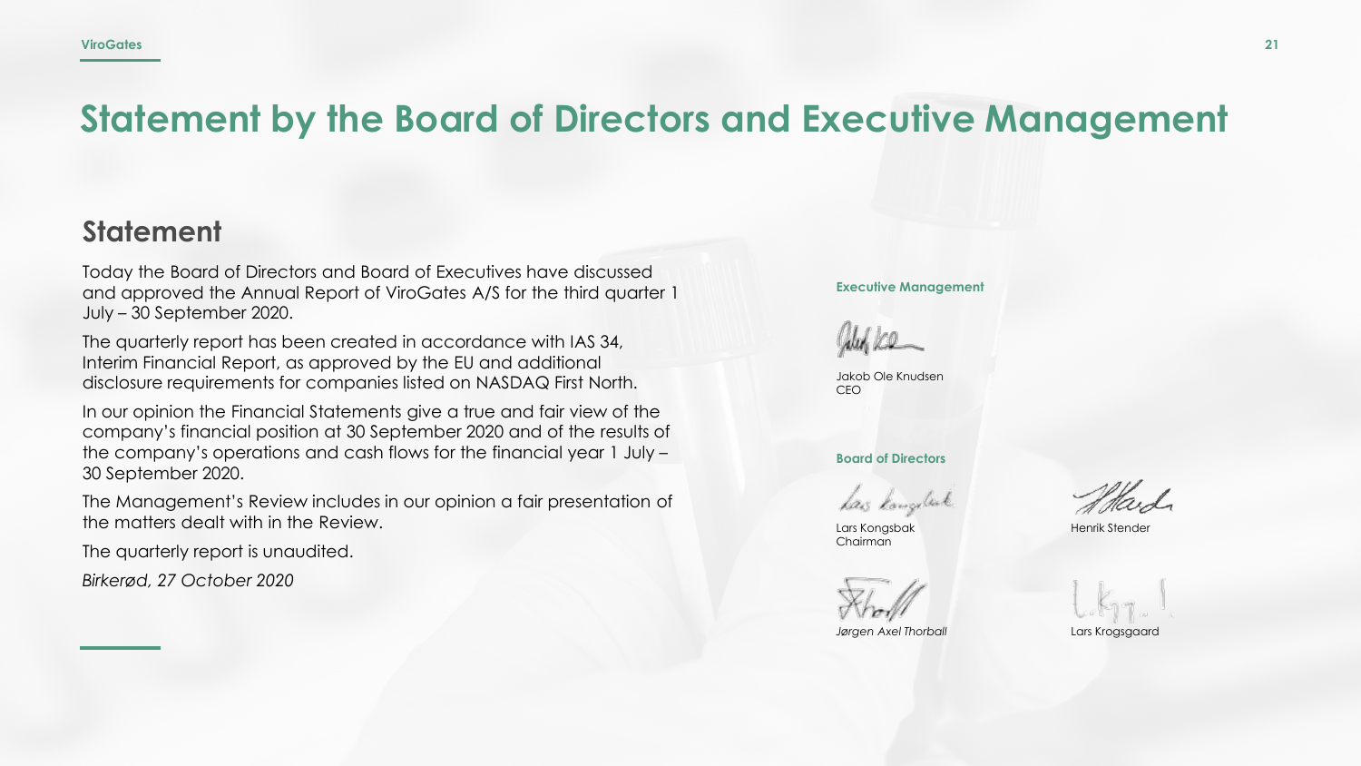# Statement by the Board of Directors and Executive Management

## Statement

Today the Board of Directors and Board of Executives have discussed and approved the Annual Report of ViroGates A/S for the third quarter 1 July – 30 September 2020.

The quarterly report has been created in accordance with IAS 34, Interim Financial Report, as approved by the EU and additional disclosure requirements for companies listed on NASDAQ First North.

In our opinion the Financial Statements give a true and fair view of the company's financial position at 30 September 2020 and of the results of the company's operations and cash flows for the financial year 1 July – 30 September 2020.

The Management's Review includes in our opinion a fair presentation of the matters dealt with in the Review.

The quarterly report is unaudited.

*Birkerød, 27 October 2020*

**Executive Management**

Jakob Ole Knudsen
CEO

**Board of Directors**

Lars Kongsbak
Chairman

Henrik Stender

*Jørgen Axel Thorball*

Lars Krogsgaard